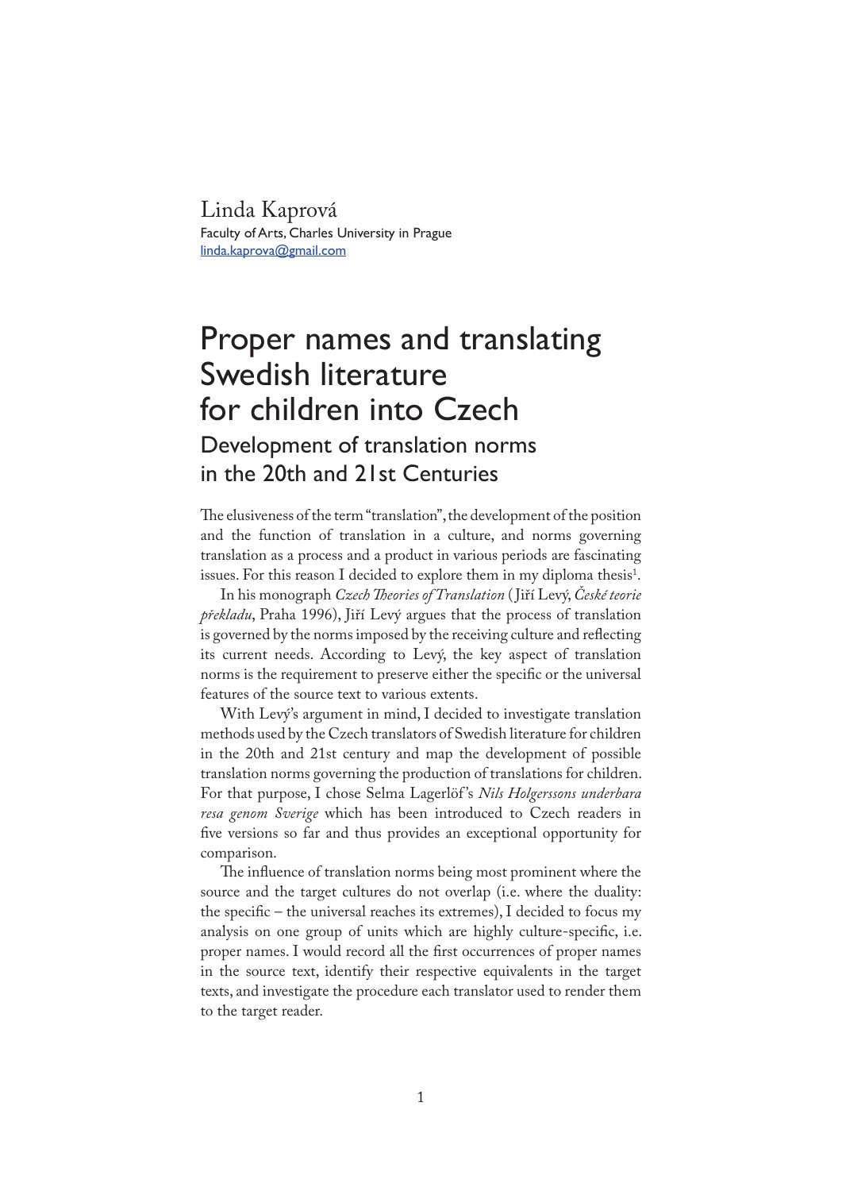Linda Kaprová

Faculty of Arts, Charles University in Prague

linda.kaprova@gmail.com

# Proper names and translating Swedish literature for children into Czech

## Development of translation norms in the 20th and 21st Centuries

The elusiveness of the term "translation", the development of the position and the function of translation in a culture, and norms governing translation as a process and a product in various periods are fascinating issues. For this reason I decided to explore them in my diploma thesis[1].

In his monograph *Czech Theories of Translation* (Jiří Levý, *České teorie překladu*, Praha 1996), Jiří Levý argues that the process of translation is governed by the norms imposed by the receiving culture and reflecting its current needs. According to Levý, the key aspect of translation norms is the requirement to preserve either the specific or the universal features of the source text to various extents.

With Levý's argument in mind, I decided to investigate translation methods used by the Czech translators of Swedish literature for children in the 20th and 21st century and map the development of possible translation norms governing the production of translations for children. For that purpose, I chose Selma Lagerlöf's *Nils Holgerssons underbara resa genom Sverige* which has been introduced to Czech readers in five versions so far and thus provides an exceptional opportunity for comparison.

The influence of translation norms being most prominent where the source and the target cultures do not overlap (i.e. where the duality: the specific – the universal reaches its extremes), I decided to focus my analysis on one group of units which are highly culture-specific, i.e. proper names. I would record all the first occurrences of proper names in the source text, identify their respective equivalents in the target texts, and investigate the procedure each translator used to render them to the target reader.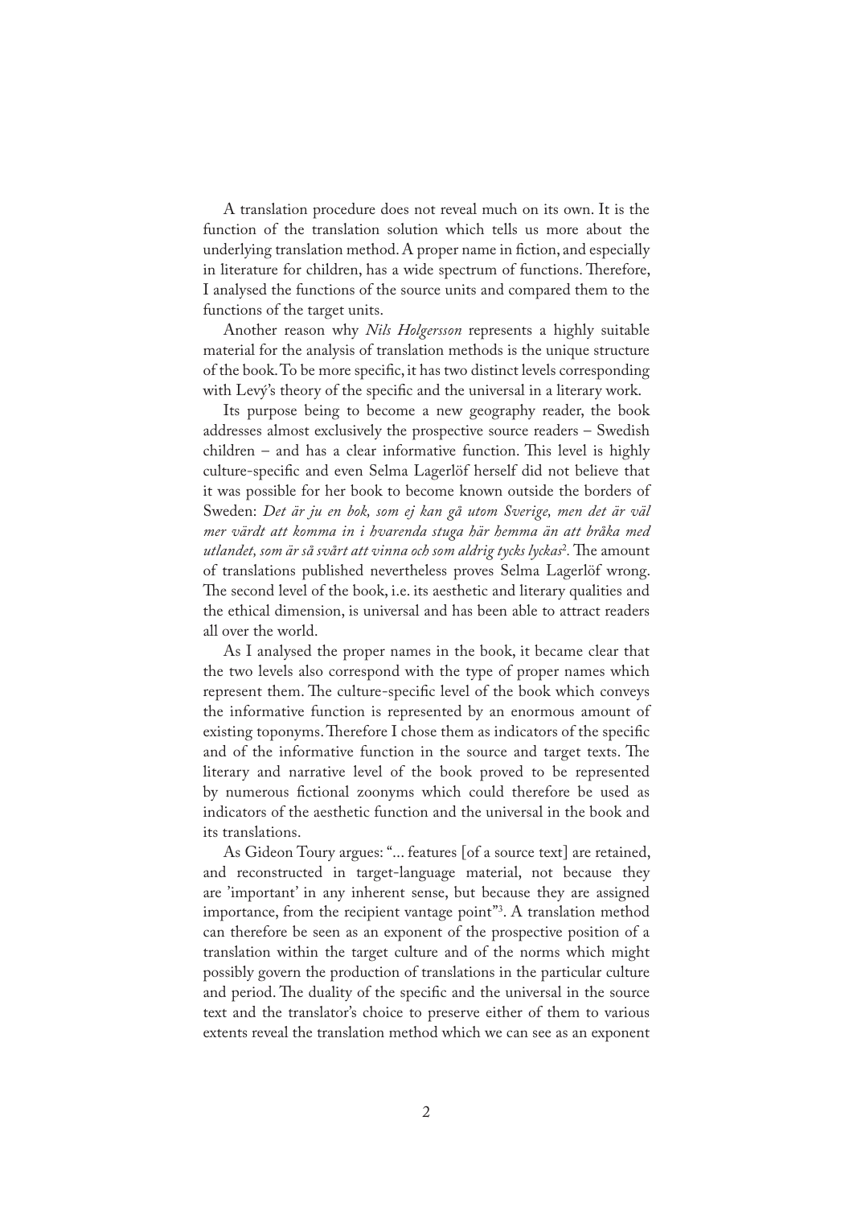A translation procedure does not reveal much on its own. It is the function of the translation solution which tells us more about the underlying translation method. A proper name in fiction, and especially in literature for children, has a wide spectrum of functions. Therefore, I analysed the functions of the source units and compared them to the functions of the target units.

Another reason why *Nils Holgersson* represents a highly suitable material for the analysis of translation methods is the unique structure of the book. To be more specific, it has two distinct levels corresponding with Levý's theory of the specific and the universal in a literary work.

Its purpose being to become a new geography reader, the book addresses almost exclusively the prospective source readers – Swedish children – and has a clear informative function. This level is highly culture-specific and even Selma Lagerlöf herself did not believe that it was possible for her book to become known outside the borders of Sweden: *Det är ju en bok, som ej kan gå utom Sverige, men det är väl mer värdt att komma in i hvarenda stuga här hemma än att bråka med utlandet, som är så svårt att vinna och som aldrig tycks lyckas*[2]. The amount of translations published nevertheless proves Selma Lagerlöf wrong. The second level of the book, i.e. its aesthetic and literary qualities and the ethical dimension, is universal and has been able to attract readers all over the world.

As I analysed the proper names in the book, it became clear that the two levels also correspond with the type of proper names which represent them. The culture-specific level of the book which conveys the informative function is represented by an enormous amount of existing toponyms. Therefore I chose them as indicators of the specific and of the informative function in the source and target texts. The literary and narrative level of the book proved to be represented by numerous fictional zoonyms which could therefore be used as indicators of the aesthetic function and the universal in the book and its translations.

As Gideon Toury argues: "… features [of a source text] are retained, and reconstructed in target-language material, not because they are 'important' in any inherent sense, but because they are assigned importance, from the recipient vantage point"[3]. A translation method can therefore be seen as an exponent of the prospective position of a translation within the target culture and of the norms which might possibly govern the production of translations in the particular culture and period. The duality of the specific and the universal in the source text and the translator's choice to preserve either of them to various extents reveal the translation method which we can see as an exponent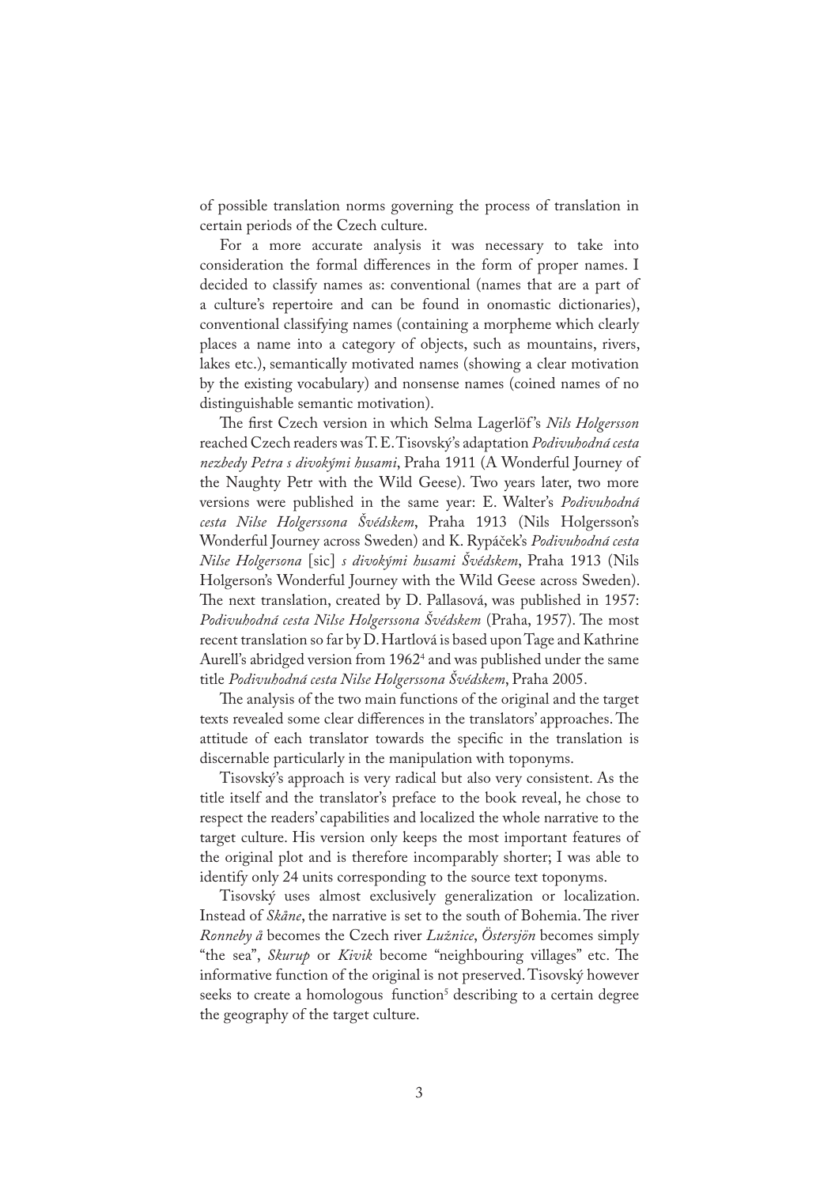of possible translation norms governing the process of translation in certain periods of the Czech culture.

For a more accurate analysis it was necessary to take into consideration the formal differences in the form of proper names. I decided to classify names as: conventional (names that are a part of a culture's repertoire and can be found in onomastic dictionaries), conventional classifying names (containing a morpheme which clearly places a name into a category of objects, such as mountains, rivers, lakes etc.), semantically motivated names (showing a clear motivation by the existing vocabulary) and nonsense names (coined names of no distinguishable semantic motivation).

The first Czech version in which Selma Lagerlöf's *Nils Holgersson* reached Czech readers was T. E. Tisovský's adaptation *Podivuhodná cesta nezbedy Petra s divokými husami*, Praha 1911 (A Wonderful Journey of the Naughty Petr with the Wild Geese). Two years later, two more versions were published in the same year: E. Walter's *Podivuhodná cesta Nilse Holgerssona Švédskem*, Praha 1913 (Nils Holgersson's Wonderful Journey across Sweden) and K. Rypáček's *Podivuhodná cesta Nilse Holgersona* [sic] *s divokými husami Švédskem*, Praha 1913 (Nils Holgerson's Wonderful Journey with the Wild Geese across Sweden). The next translation, created by D. Pallasová, was published in 1957: *Podivuhodná cesta Nilse Holgerssona Švédskem* (Praha, 1957). The most recent translation so far by D. Hartlová is based upon Tage and Kathrine Aurell's abridged version from 1962[4] and was published under the same title *Podivuhodná cesta Nilse Holgerssona Švédskem*, Praha 2005.

The analysis of the two main functions of the original and the target texts revealed some clear differences in the translators' approaches. The attitude of each translator towards the specific in the translation is discernable particularly in the manipulation with toponyms.

Tisovský's approach is very radical but also very consistent. As the title itself and the translator's preface to the book reveal, he chose to respect the readers' capabilities and localized the whole narrative to the target culture. His version only keeps the most important features of the original plot and is therefore incomparably shorter; I was able to identify only 24 units corresponding to the source text toponyms.

Tisovský uses almost exclusively generalization or localization. Instead of *Skåne*, the narrative is set to the south of Bohemia. The river *Ronneby å* becomes the Czech river *Lužnice*, *Östersjön* becomes simply "the sea", *Skurup* or *Kivik* become "neighbouring villages" etc. The informative function of the original is not preserved. Tisovský however seeks to create a homologous function[5] describing to a certain degree the geography of the target culture.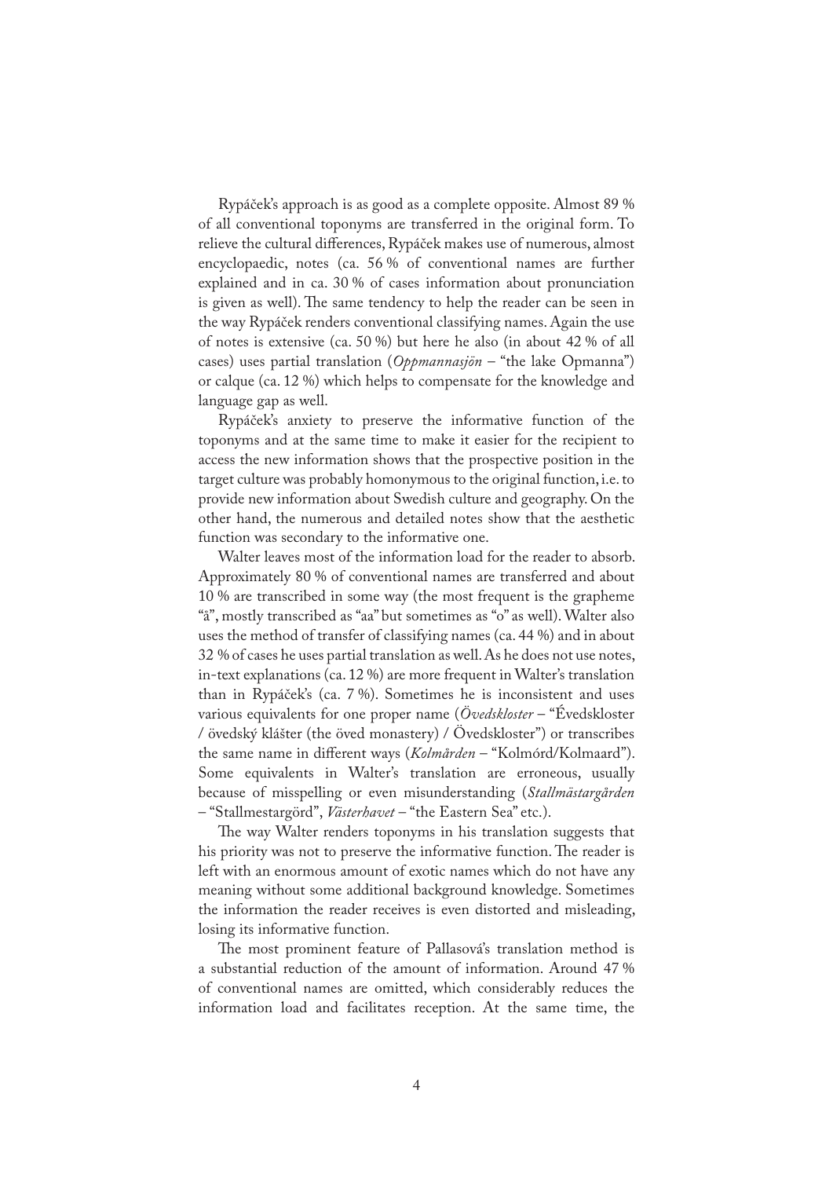Rypáček's approach is as good as a complete opposite. Almost 89 % of all conventional toponyms are transferred in the original form. To relieve the cultural differences, Rypáček makes use of numerous, almost encyclopaedic, notes (ca. 56 % of conventional names are further explained and in ca. 30 % of cases information about pronunciation is given as well). The same tendency to help the reader can be seen in the way Rypáček renders conventional classifying names. Again the use of notes is extensive (ca. 50 %) but here he also (in about 42 % of all cases) uses partial translation (*Oppmannasjön* – "the lake Opmanna") or calque (ca. 12 %) which helps to compensate for the knowledge and language gap as well.

Rypáček's anxiety to preserve the informative function of the toponyms and at the same time to make it easier for the recipient to access the new information shows that the prospective position in the target culture was probably homonymous to the original function, i.e. to provide new information about Swedish culture and geography. On the other hand, the numerous and detailed notes show that the aesthetic function was secondary to the informative one.

Walter leaves most of the information load for the reader to absorb. Approximately 80 % of conventional names are transferred and about 10 % are transcribed in some way (the most frequent is the grapheme "å", mostly transcribed as "aa" but sometimes as "o" as well). Walter also uses the method of transfer of classifying names (ca. 44 %) and in about 32 % of cases he uses partial translation as well. As he does not use notes, in-text explanations (ca. 12 %) are more frequent in Walter's translation than in Rypáček's (ca. 7 %). Sometimes he is inconsistent and uses various equivalents for one proper name (*Övedskloster* – "Évedskloster / övedský klášter (the öved monastery) / Övedskloster") or transcribes the same name in different ways (*Kolmården* – "Kolmórd/Kolmaard"). Some equivalents in Walter's translation are erroneous, usually because of misspelling or even misunderstanding (*Stallmästargården* – "Stallmestargörd", *Västerhavet* – "the Eastern Sea" etc.).

The way Walter renders toponyms in his translation suggests that his priority was not to preserve the informative function. The reader is left with an enormous amount of exotic names which do not have any meaning without some additional background knowledge. Sometimes the information the reader receives is even distorted and misleading, losing its informative function.

The most prominent feature of Pallasová's translation method is a substantial reduction of the amount of information. Around 47 % of conventional names are omitted, which considerably reduces the information load and facilitates reception. At the same time, the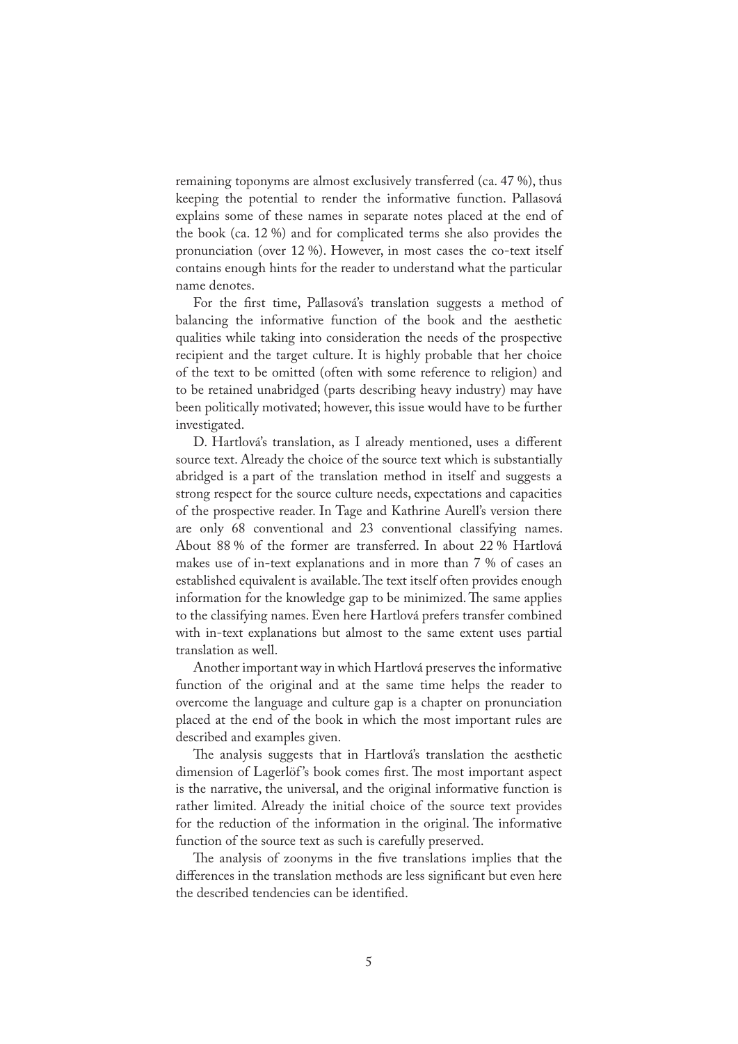remaining toponyms are almost exclusively transferred (ca. 47 %), thus keeping the potential to render the informative function. Pallasová explains some of these names in separate notes placed at the end of the book (ca. 12 %) and for complicated terms she also provides the pronunciation (over 12 %). However, in most cases the co-text itself contains enough hints for the reader to understand what the particular name denotes.

For the first time, Pallasová's translation suggests a method of balancing the informative function of the book and the aesthetic qualities while taking into consideration the needs of the prospective recipient and the target culture. It is highly probable that her choice of the text to be omitted (often with some reference to religion) and to be retained unabridged (parts describing heavy industry) may have been politically motivated; however, this issue would have to be further investigated.

D. Hartlová's translation, as I already mentioned, uses a different source text. Already the choice of the source text which is substantially abridged is a part of the translation method in itself and suggests a strong respect for the source culture needs, expectations and capacities of the prospective reader. In Tage and Kathrine Aurell's version there are only 68 conventional and 23 conventional classifying names. About 88 % of the former are transferred. In about 22 % Hartlová makes use of in-text explanations and in more than 7 % of cases an established equivalent is available. The text itself often provides enough information for the knowledge gap to be minimized. The same applies to the classifying names. Even here Hartlová prefers transfer combined with in-text explanations but almost to the same extent uses partial translation as well.

Another important way in which Hartlová preserves the informative function of the original and at the same time helps the reader to overcome the language and culture gap is a chapter on pronunciation placed at the end of the book in which the most important rules are described and examples given.

The analysis suggests that in Hartlová's translation the aesthetic dimension of Lagerlöf's book comes first. The most important aspect is the narrative, the universal, and the original informative function is rather limited. Already the initial choice of the source text provides for the reduction of the information in the original. The informative function of the source text as such is carefully preserved.

The analysis of zoonyms in the five translations implies that the differences in the translation methods are less significant but even here the described tendencies can be identified.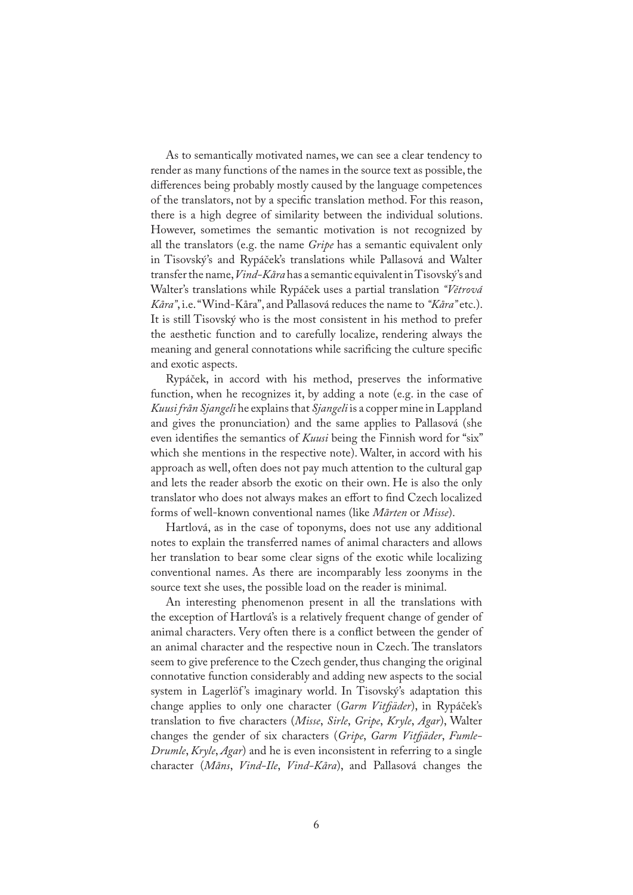As to semantically motivated names, we can see a clear tendency to render as many functions of the names in the source text as possible, the differences being probably mostly caused by the language competences of the translators, not by a specific translation method. For this reason, there is a high degree of similarity between the individual solutions. However, sometimes the semantic motivation is not recognized by all the translators (e.g. the name *Gripe* has a semantic equivalent only in Tisovský's and Rypáček's translations while Pallasová and Walter transfer the name, *Vind-Kåra* has a semantic equivalent in Tisovský's and Walter's translations while Rypáček uses a partial translation *"Větrová Kåra"*, i.e. "Wind-Kåra", and Pallasová reduces the name to *"Kåra"* etc.). It is still Tisovský who is the most consistent in his method to prefer the aesthetic function and to carefully localize, rendering always the meaning and general connotations while sacrificing the culture specific and exotic aspects.

Rypáček, in accord with his method, preserves the informative function, when he recognizes it, by adding a note (e.g. in the case of *Kuusi från Sjangeli* he explains that *Sjangeli* is a copper mine in Lappland and gives the pronunciation) and the same applies to Pallasová (she even identifies the semantics of *Kuusi* being the Finnish word for "six" which she mentions in the respective note). Walter, in accord with his approach as well, often does not pay much attention to the cultural gap and lets the reader absorb the exotic on their own. He is also the only translator who does not always makes an effort to find Czech localized forms of well-known conventional names (like *Mårten* or *Misse*).

Hartlová, as in the case of toponyms, does not use any additional notes to explain the transferred names of animal characters and allows her translation to bear some clear signs of the exotic while localizing conventional names. As there are incomparably less zoonyms in the source text she uses, the possible load on the reader is minimal.

An interesting phenomenon present in all the translations with the exception of Hartlová's is a relatively frequent change of gender of animal characters. Very often there is a conflict between the gender of an animal character and the respective noun in Czech. The translators seem to give preference to the Czech gender, thus changing the original connotative function considerably and adding new aspects to the social system in Lagerlöf's imaginary world. In Tisovský's adaptation this change applies to only one character (*Garm Vitfjäder*), in Rypáček's translation to five characters (*Misse*, *Sirle*, *Gripe*, *Kryle*, *Agar*), Walter changes the gender of six characters (*Gripe*, *Garm Vitfjäder*, *Fumle-Drumle*, *Kryle*, *Agar*) and he is even inconsistent in referring to a single character (*Måns*, *Vind-Ile*, *Vind-Kåra*), and Pallasová changes the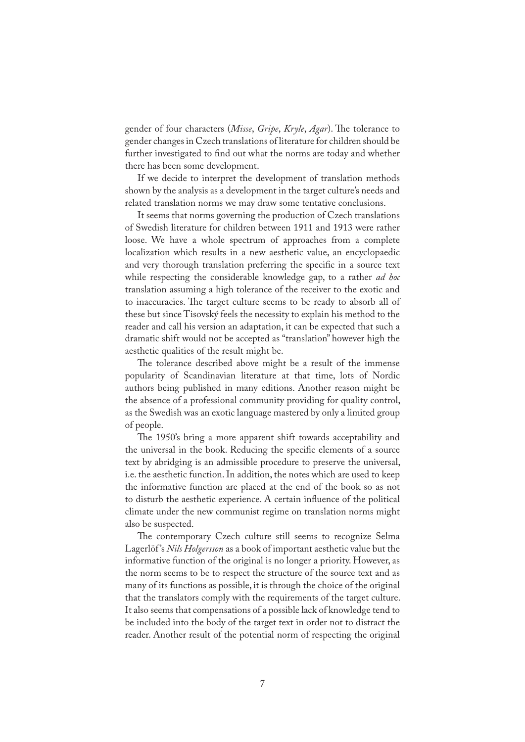gender of four characters (*Misse*, *Gripe*, *Kryle*, *Agar*). The tolerance to gender changes in Czech translations of literature for children should be further investigated to find out what the norms are today and whether there has been some development.

If we decide to interpret the development of translation methods shown by the analysis as a development in the target culture's needs and related translation norms we may draw some tentative conclusions.

It seems that norms governing the production of Czech translations of Swedish literature for children between 1911 and 1913 were rather loose. We have a whole spectrum of approaches from a complete localization which results in a new aesthetic value, an encyclopaedic and very thorough translation preferring the specific in a source text while respecting the considerable knowledge gap, to a rather *ad hoc* translation assuming a high tolerance of the receiver to the exotic and to inaccuracies. The target culture seems to be ready to absorb all of these but since Tisovský feels the necessity to explain his method to the reader and call his version an adaptation, it can be expected that such a dramatic shift would not be accepted as "translation" however high the aesthetic qualities of the result might be.

The tolerance described above might be a result of the immense popularity of Scandinavian literature at that time, lots of Nordic authors being published in many editions. Another reason might be the absence of a professional community providing for quality control, as the Swedish was an exotic language mastered by only a limited group of people.

The 1950's bring a more apparent shift towards acceptability and the universal in the book. Reducing the specific elements of a source text by abridging is an admissible procedure to preserve the universal, i.e. the aesthetic function. In addition, the notes which are used to keep the informative function are placed at the end of the book so as not to disturb the aesthetic experience. A certain influence of the political climate under the new communist regime on translation norms might also be suspected.

The contemporary Czech culture still seems to recognize Selma Lagerlöf's *Nils Holgersson* as a book of important aesthetic value but the informative function of the original is no longer a priority. However, as the norm seems to be to respect the structure of the source text and as many of its functions as possible, it is through the choice of the original that the translators comply with the requirements of the target culture. It also seems that compensations of a possible lack of knowledge tend to be included into the body of the target text in order not to distract the reader. Another result of the potential norm of respecting the original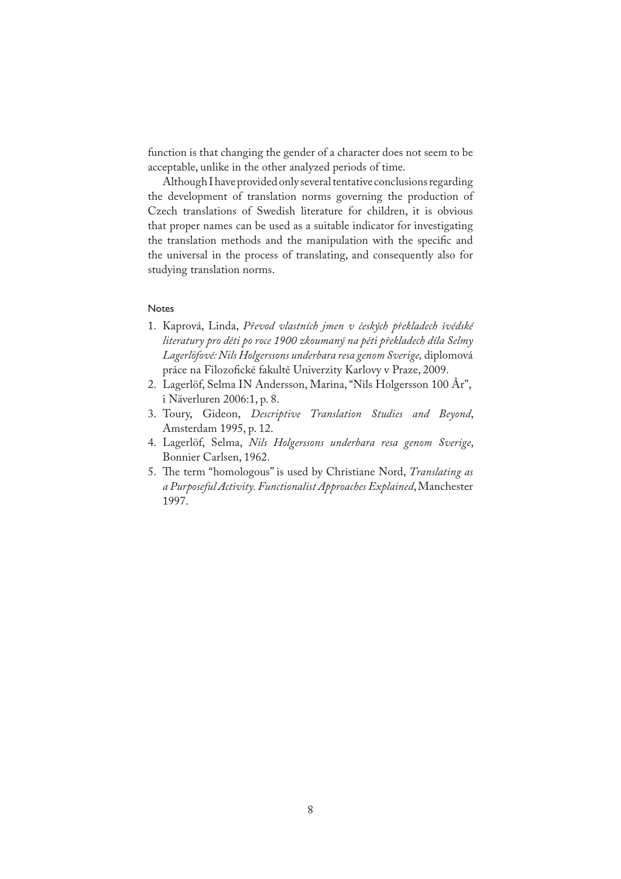function is that changing the gender of a character does not seem to be acceptable, unlike in the other analyzed periods of time.

Although I have provided only several tentative conclusions regarding the development of translation norms governing the production of Czech translations of Swedish literature for children, it is obvious that proper names can be used as a suitable indicator for investigating the translation methods and the manipulation with the specific and the universal in the process of translating, and consequently also for studying translation norms.

#### Notes

1. Kaprová, Linda, *Převod vlastních jmen v českých překladech švédské literatury pro děti po roce 1900 zkoumaný na pěti překladech díla Selmy Lagerlöfové: Nils Holgerssons underbara resa genom Sverige,* diplomová práce na Filozofické fakultě Univerzity Karlovy v Praze, 2009.
2. Lagerlöf, Selma IN Andersson, Marina, "Nils Holgersson 100 År", i Näverluren 2006:1, p. 8.
3. Toury, Gideon, *Descriptive Translation Studies and Beyond*, Amsterdam 1995, p. 12.
4. Lagerlöf, Selma, *Nils Holgerssons underbara resa genom Sverige*, Bonnier Carlsen, 1962.
5. The term "homologous" is used by Christiane Nord, *Translating as a Purposeful Activity. Functionalist Approaches Explained*, Manchester 1997.